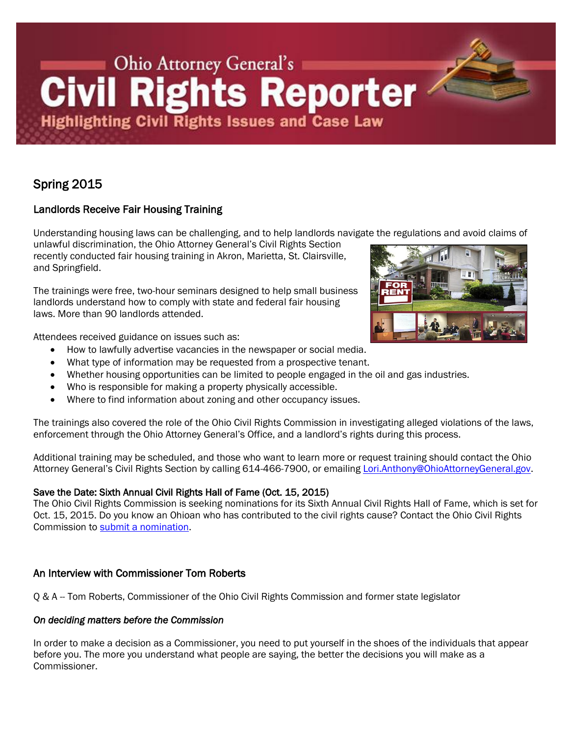# Ohio Attorney General's Civil Rights Reporter

Highlighting Civil Rights Issues and Case Law

## Spring 2015

### Landlords Receive Fair Housing Training

Understanding housing laws can be challenging, and to help landlords navigate the regulations and avoid claims of unlawful discrimination, the Ohio Attorney General's Civil Rights Section recently conducted fair housing training in Akron, Marietta, St. Clairsville, and Springfield.

The trainings were free, two-hour seminars designed to help small business landlords understand how to comply with state and federal fair housing laws. More than 90 landlords attended.

Attendees received guidance on issues such as:

- How to lawfully advertise vacancies in the newspaper or social media.
- What type of information may be requested from a prospective tenant.
- Whether housing opportunities can be limited to people engaged in the oil and gas industries.
- Who is responsible for making a property physically accessible.
- Where to find information about zoning and other occupancy issues.

The trainings also covered the role of the Ohio Civil Rights Commission in investigating alleged violations of the laws, enforcement through the Ohio Attorney General's Office, and a landlord's rights during this process.

Additional training may be scheduled, and those who want to learn more or request training should contact the Ohio Attorney General's Civil Rights Section by calling 614-466-7900, or emailing Lori.Anthony@OhioAttorneyGeneral.gov.

### Save the Date: Sixth Annual Civil Rights Hall of Fame (Oct. 15, 2015)

The Ohio Civil Rights Commission is seeking nominations for its Sixth Annual Civil Rights Hall of Fame, which is set for Oct. 15, 2015. Do you know an Ohioan who has contributed to the civil rights cause? Contact the Ohio Civil Rights Commission to submit a nomination.

### An Interview with Commissioner Tom Roberts

Q & A -- Tom Roberts, Commissioner of the Ohio Civil Rights Commission and former state legislator

*On deciding matters before the Commission*

In order to make a decision as a Commissioner, you need to put yourself in the shoes of the individuals that appear before you. The more you understand what people are saying, the better the decisions you will make as a Commissioner.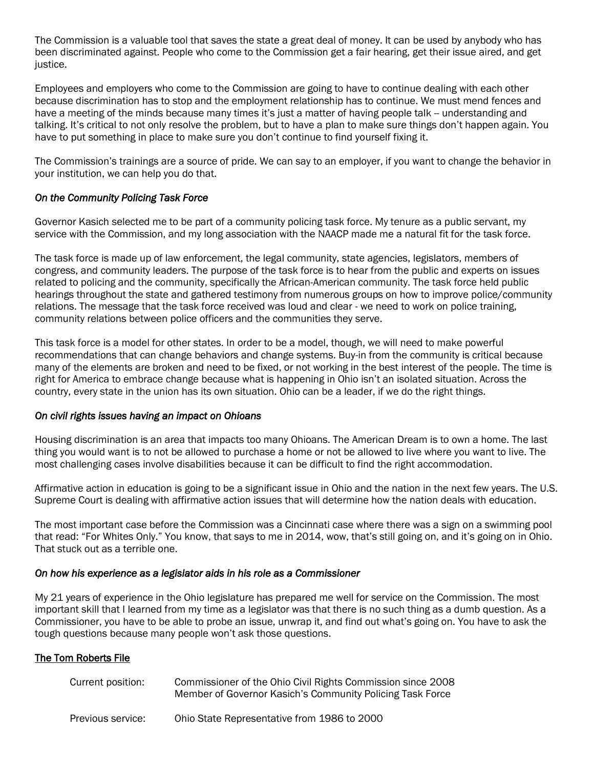The Commission is a valuable tool that saves the state a great deal of money. It can be used by anybody who has been discriminated against. People who come to the Commission get a fair hearing, get their issue aired, and get justice.

Employees and employers who come to the Commission are going to have to continue dealing with each other because discrimination has to stop and the employment relationship has to continue. We must mend fences and have a meeting of the minds because many times it's just a matter of having people talk -- understanding and talking. It's critical to not only resolve the problem, but to have a plan to make sure things don't happen again. You have to put something in place to make sure you don't continue to find yourself fixing it.

The Commission's trainings are a source of pride. We can say to an employer, if you want to change the behavior in your institution, we can help you do that.

*On the Community Policing Task Force*

Governor Kasich selected me to be part of a community policing task force. My tenure as a public servant, my service with the Commission, and my long association with the NAACP made me a natural fit for the task force.

The task force is made up of law enforcement, the legal community, state agencies, legislators, members of congress, and community leaders. The purpose of the task force is to hear from the public and experts on issues related to policing and the community, specifically the African-American community. The task force held public hearings throughout the state and gathered testimony from numerous groups on how to improve police/community relations. The message that the task force received was loud and clear - we need to work on police training, community relations between police officers and the communities they serve.

This task force is a model for other states. In order to be a model, though, we will need to make powerful recommendations that can change behaviors and change systems. Buy-in from the community is critical because many of the elements are broken and need to be fixed, or not working in the best interest of the people. The time is right for America to embrace change because what is happening in Ohio isn't an isolated situation. Across the country, every state in the union has its own situation. Ohio can be a leader, if we do the right things.

*On civil rights issues having an impact on Ohioans*

Housing discrimination is an area that impacts too many Ohioans. The American Dream is to own a home. The last thing you would want is to not be allowed to purchase a home or not be allowed to live where you want to live. The most challenging cases involve disabilities because it can be difficult to find the right accommodation.

Affirmative action in education is going to be a significant issue in Ohio and the nation in the next few years. The U.S. Supreme Court is dealing with affirmative action issues that will determine how the nation deals with education.

The most important case before the Commission was a Cincinnati case where there was a sign on a swimming pool that read: "For Whites Only." You know, that says to me in 2014, wow, that's still going on, and it's going on in Ohio. That stuck out as a terrible one.

*On how his experience as a legislator aids in his role as a Commissioner*

My 21 years of experience in the Ohio legislature has prepared me well for service on the Commission. The most important skill that I learned from my time as a legislator was that there is no such thing as a dumb question. As a Commissioner, you have to be able to probe an issue, unwrap it, and find out what's going on. You have to ask the tough questions because many people won't ask those questions.

<u>**The Tom Roberts File**</u>

| | |
|---|---|
| Current position: | Commissioner of the Ohio Civil Rights Commission since 2008<br>Member of Governor Kasich's Community Policing Task Force |
| Previous service: | Ohio State Representative from 1986 to 2000 |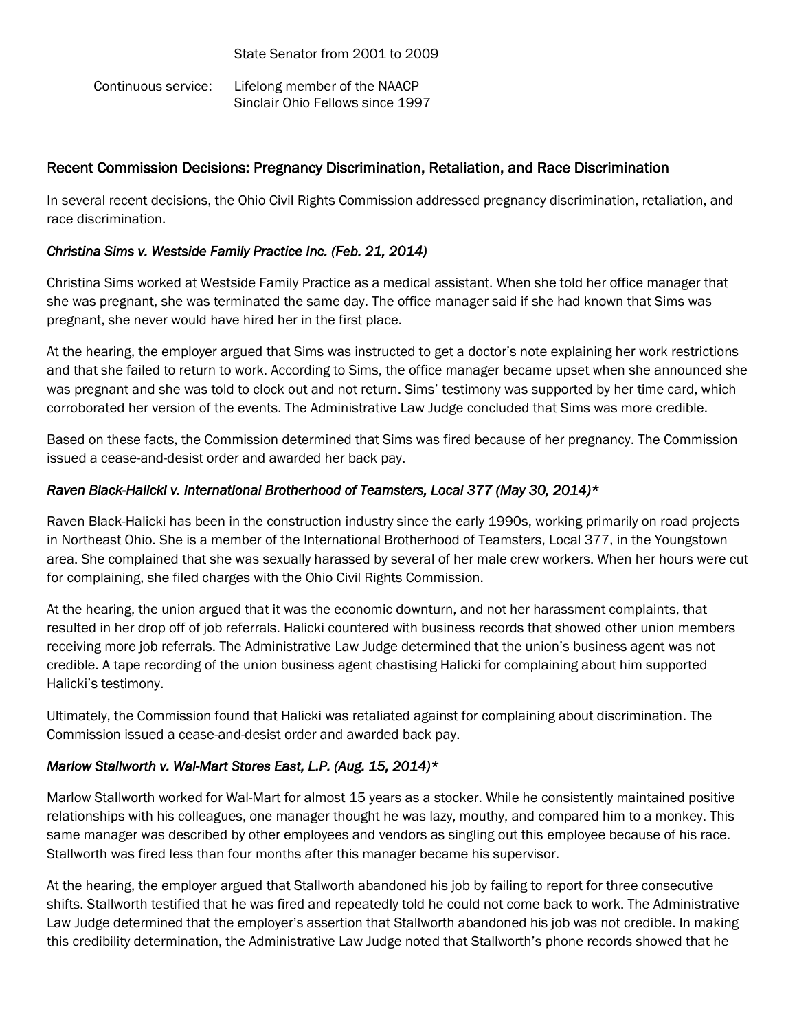State Senator from 2001 to 2009

Continuous service: Lifelong member of the NAACP
Sinclair Ohio Fellows since 1997

## Recent Commission Decisions: Pregnancy Discrimination, Retaliation, and Race Discrimination

In several recent decisions, the Ohio Civil Rights Commission addressed pregnancy discrimination, retaliation, and race discrimination.

### *Christina Sims v. Westside Family Practice Inc. (Feb. 21, 2014)*

Christina Sims worked at Westside Family Practice as a medical assistant. When she told her office manager that she was pregnant, she was terminated the same day. The office manager said if she had known that Sims was pregnant, she never would have hired her in the first place.

At the hearing, the employer argued that Sims was instructed to get a doctor's note explaining her work restrictions and that she failed to return to work. According to Sims, the office manager became upset when she announced she was pregnant and she was told to clock out and not return. Sims' testimony was supported by her time card, which corroborated her version of the events. The Administrative Law Judge concluded that Sims was more credible.

Based on these facts, the Commission determined that Sims was fired because of her pregnancy. The Commission issued a cease-and-desist order and awarded her back pay.

### *Raven Black-Halicki v. International Brotherhood of Teamsters, Local 377 (May 30, 2014)**

Raven Black-Halicki has been in the construction industry since the early 1990s, working primarily on road projects in Northeast Ohio. She is a member of the International Brotherhood of Teamsters, Local 377, in the Youngstown area. She complained that she was sexually harassed by several of her male crew workers. When her hours were cut for complaining, she filed charges with the Ohio Civil Rights Commission.

At the hearing, the union argued that it was the economic downturn, and not her harassment complaints, that resulted in her drop off of job referrals. Halicki countered with business records that showed other union members receiving more job referrals. The Administrative Law Judge determined that the union's business agent was not credible. A tape recording of the union business agent chastising Halicki for complaining about him supported Halicki's testimony.

Ultimately, the Commission found that Halicki was retaliated against for complaining about discrimination. The Commission issued a cease-and-desist order and awarded back pay.

### *Marlow Stallworth v. Wal-Mart Stores East, L.P. (Aug. 15, 2014)**

Marlow Stallworth worked for Wal-Mart for almost 15 years as a stocker. While he consistently maintained positive relationships with his colleagues, one manager thought he was lazy, mouthy, and compared him to a monkey. This same manager was described by other employees and vendors as singling out this employee because of his race. Stallworth was fired less than four months after this manager became his supervisor.

At the hearing, the employer argued that Stallworth abandoned his job by failing to report for three consecutive shifts. Stallworth testified that he was fired and repeatedly told he could not come back to work. The Administrative Law Judge determined that the employer's assertion that Stallworth abandoned his job was not credible. In making this credibility determination, the Administrative Law Judge noted that Stallworth's phone records showed that he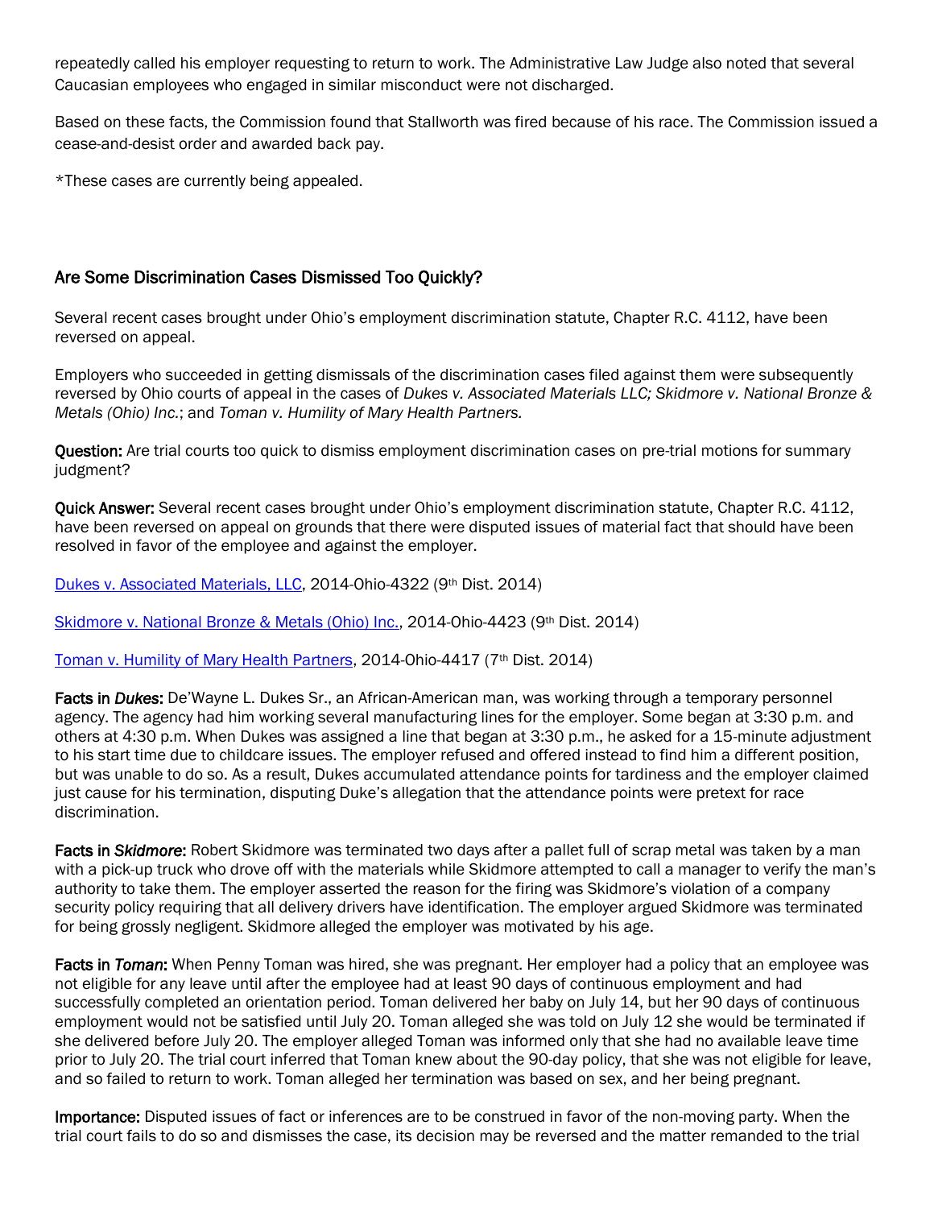repeatedly called his employer requesting to return to work. The Administrative Law Judge also noted that several Caucasian employees who engaged in similar misconduct were not discharged.

Based on these facts, the Commission found that Stallworth was fired because of his race. The Commission issued a cease-and-desist order and awarded back pay.

*These cases are currently being appealed.

## Are Some Discrimination Cases Dismissed Too Quickly?

Several recent cases brought under Ohio's employment discrimination statute, Chapter R.C. 4112, have been reversed on appeal.

Employers who succeeded in getting dismissals of the discrimination cases filed against them were subsequently reversed by Ohio courts of appeal in the cases of *Dukes v. Associated Materials LLC; Skidmore v. National Bronze & Metals (Ohio) Inc.*; and *Toman v. Humility of Mary Health Partners.*

**Question:** Are trial courts too quick to dismiss employment discrimination cases on pre-trial motions for summary judgment?

**Quick Answer:** Several recent cases brought under Ohio's employment discrimination statute, Chapter R.C. 4112, have been reversed on appeal on grounds that there were disputed issues of material fact that should have been resolved in favor of the employee and against the employer.

Dukes v. Associated Materials, LLC, 2014-Ohio-4322 (9th Dist. 2014)

Skidmore v. National Bronze & Metals (Ohio) Inc., 2014-Ohio-4423 (9th Dist. 2014)

Toman v. Humility of Mary Health Partners, 2014-Ohio-4417 (7th Dist. 2014)

**Facts in *Dukes*:** De'Wayne L. Dukes Sr., an African-American man, was working through a temporary personnel agency. The agency had him working several manufacturing lines for the employer. Some began at 3:30 p.m. and others at 4:30 p.m. When Dukes was assigned a line that began at 3:30 p.m., he asked for a 15-minute adjustment to his start time due to childcare issues. The employer refused and offered instead to find him a different position, but was unable to do so. As a result, Dukes accumulated attendance points for tardiness and the employer claimed just cause for his termination, disputing Duke's allegation that the attendance points were pretext for race discrimination.

**Facts in *Skidmore*:** Robert Skidmore was terminated two days after a pallet full of scrap metal was taken by a man with a pick-up truck who drove off with the materials while Skidmore attempted to call a manager to verify the man's authority to take them. The employer asserted the reason for the firing was Skidmore's violation of a company security policy requiring that all delivery drivers have identification. The employer argued Skidmore was terminated for being grossly negligent. Skidmore alleged the employer was motivated by his age.

**Facts in *Toman*:** When Penny Toman was hired, she was pregnant. Her employer had a policy that an employee was not eligible for any leave until after the employee had at least 90 days of continuous employment and had successfully completed an orientation period. Toman delivered her baby on July 14, but her 90 days of continuous employment would not be satisfied until July 20. Toman alleged she was told on July 12 she would be terminated if she delivered before July 20. The employer alleged Toman was informed only that she had no available leave time prior to July 20. The trial court inferred that Toman knew about the 90-day policy, that she was not eligible for leave, and so failed to return to work. Toman alleged her termination was based on sex, and her being pregnant.

**Importance:** Disputed issues of fact or inferences are to be construed in favor of the non-moving party. When the trial court fails to do so and dismisses the case, its decision may be reversed and the matter remanded to the trial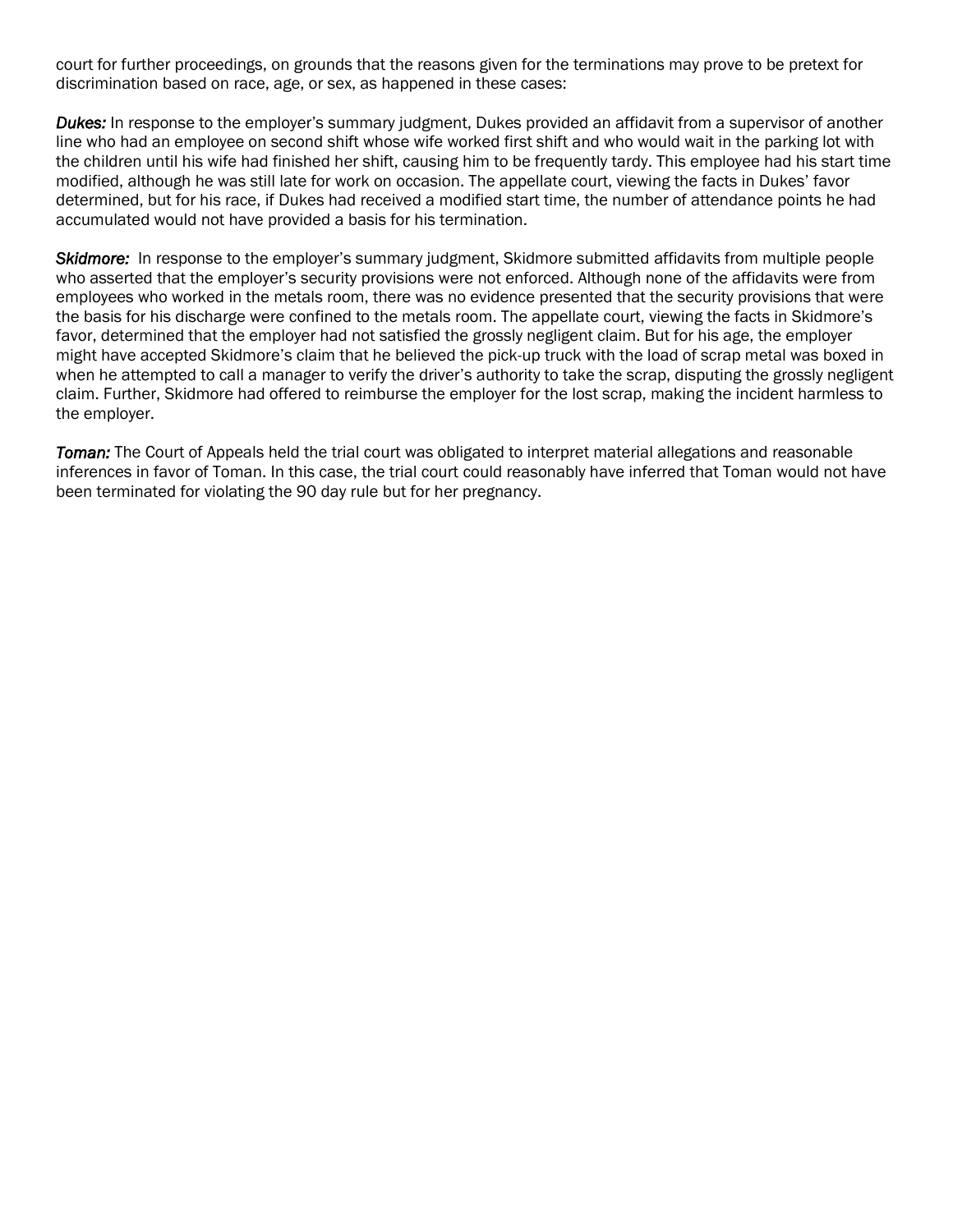court for further proceedings, on grounds that the reasons given for the terminations may prove to be pretext for discrimination based on race, age, or sex, as happened in these cases:

***Dukes:*** In response to the employer's summary judgment, Dukes provided an affidavit from a supervisor of another line who had an employee on second shift whose wife worked first shift and who would wait in the parking lot with the children until his wife had finished her shift, causing him to be frequently tardy. This employee had his start time modified, although he was still late for work on occasion. The appellate court, viewing the facts in Dukes' favor determined, but for his race, if Dukes had received a modified start time, the number of attendance points he had accumulated would not have provided a basis for his termination.

***Skidmore:*** In response to the employer's summary judgment, Skidmore submitted affidavits from multiple people who asserted that the employer's security provisions were not enforced. Although none of the affidavits were from employees who worked in the metals room, there was no evidence presented that the security provisions that were the basis for his discharge were confined to the metals room. The appellate court, viewing the facts in Skidmore's favor, determined that the employer had not satisfied the grossly negligent claim. But for his age, the employer might have accepted Skidmore's claim that he believed the pick-up truck with the load of scrap metal was boxed in when he attempted to call a manager to verify the driver's authority to take the scrap, disputing the grossly negligent claim. Further, Skidmore had offered to reimburse the employer for the lost scrap, making the incident harmless to the employer.

***Toman:*** The Court of Appeals held the trial court was obligated to interpret material allegations and reasonable inferences in favor of Toman. In this case, the trial court could reasonably have inferred that Toman would not have been terminated for violating the 90 day rule but for her pregnancy.